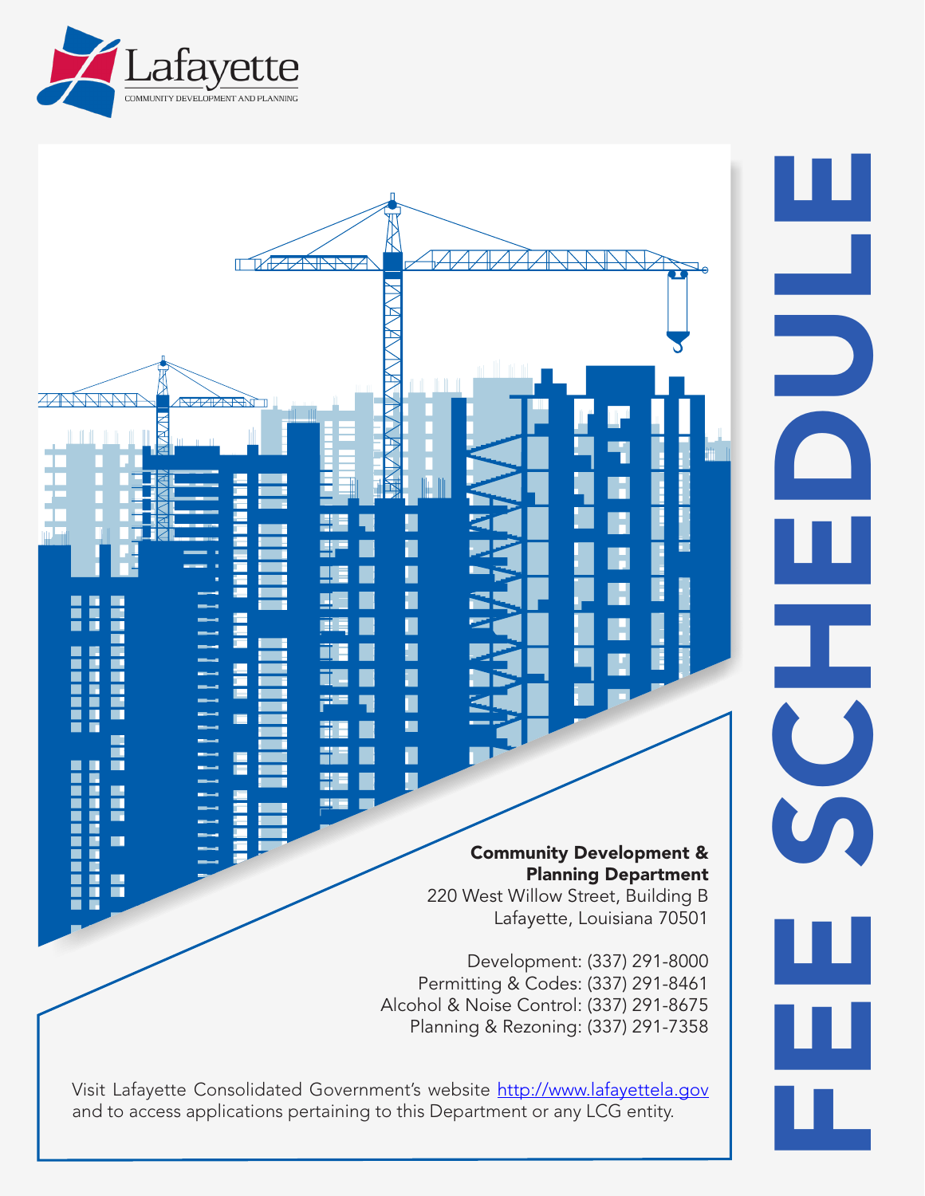Lafayette
COMMUNITY DEVELOPMENT AND PLANNING

# FEE SCHEDULE

**Community Development & Planning Department**
220 West Willow Street, Building B
Lafayette, Louisiana 70501

Development: (337) 291-8000
Permitting & Codes: (337) 291-8461
Alcohol & Noise Control: (337) 291-8675
Planning & Rezoning: (337) 291-7358

Visit Lafayette Consolidated Government's website http://www.lafayettela.gov and to access applications pertaining to this Department or any LCG entity.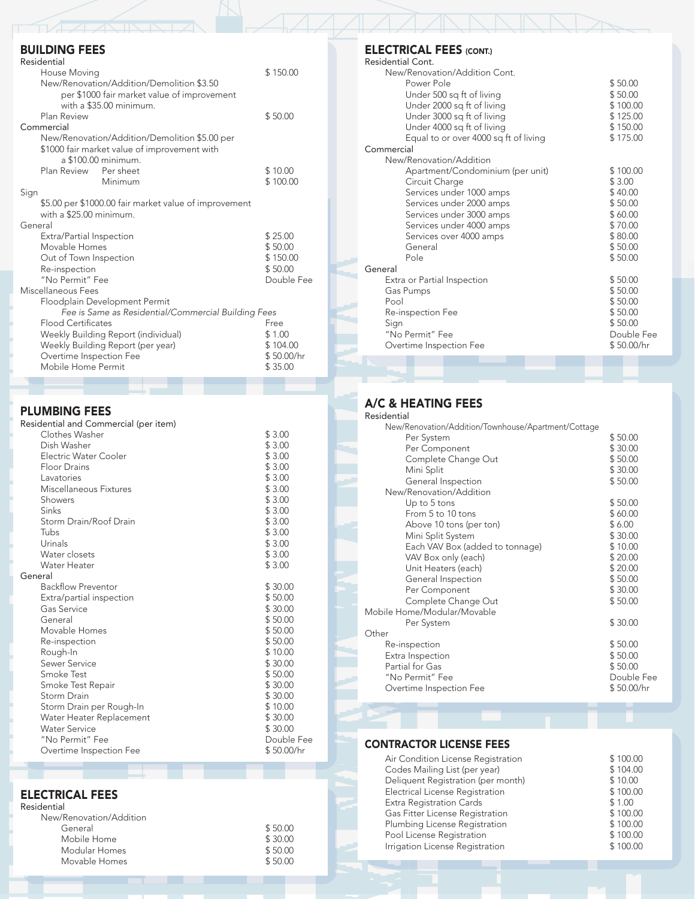## BUILDING FEES

| Item | Fee |
|---|---|
| **Residential** | |
| House Moving | $ 150.00 |
| New/Renovation/Addition/Demolition $3.50 per $1000 fair market value of improvement with a $35.00 minimum. | |
| Plan Review | $ 50.00 |
| **Commercial** | |
| New/Renovation/Addition/Demolition $5.00 per $1000 fair market value of improvement with a $100.00 minimum. | |
| Plan Review — Per sheet | $ 10.00 |
| Plan Review — Minimum | $ 100.00 |
| **Sign** | |
| $5.00 per $1000.00 fair market value of improvement with a $25.00 minimum. | |
| **General** | |
| Extra/Partial Inspection | $ 25.00 |
| Movable Homes | $ 50.00 |
| Out of Town Inspection | $ 150.00 |
| Re-inspection | $ 50.00 |
| "No Permit" Fee | Double Fee |
| **Miscellaneous Fees** | |
| Floodplain Development Permit — *Fee is Same as Residential/Commercial Building Fees* | |
| Flood Certificates | Free |
| Weekly Building Report (individual) | $ 1.00 |
| Weekly Building Report (per year) | $ 104.00 |
| Overtime Inspection Fee | $ 50.00/hr |
| Mobile Home Permit | $ 35.00 |

## PLUMBING FEES

| Item | Fee |
|---|---|
| **Residential and Commercial (per item)** | |
| Clothes Washer | $ 3.00 |
| Dish Washer | $ 3.00 |
| Electric Water Cooler | $ 3.00 |
| Floor Drains | $ 3.00 |
| Lavatories | $ 3.00 |
| Miscellaneous Fixtures | $ 3.00 |
| Showers | $ 3.00 |
| Sinks | $ 3.00 |
| Storm Drain/Roof Drain | $ 3.00 |
| Tubs | $ 3.00 |
| Urinals | $ 3.00 |
| Water closets | $ 3.00 |
| Water Heater | $ 3.00 |
| **General** | |
| Backflow Preventor | $ 30.00 |
| Extra/partial inspection | $ 50.00 |
| Gas Service | $ 30.00 |
| General | $ 50.00 |
| Movable Homes | $ 50.00 |
| Re-inspection | $ 50.00 |
| Rough-In | $ 10.00 |
| Sewer Service | $ 30.00 |
| Smoke Test | $ 50.00 |
| Smoke Test Repair | $ 30.00 |
| Storm Drain | $ 30.00 |
| Storm Drain per Rough-In | $ 10.00 |
| Water Heater Replacement | $ 30.00 |
| Water Service | $ 30.00 |
| "No Permit" Fee | Double Fee |
| Overtime Inspection Fee | $ 50.00/hr |

## ELECTRICAL FEES

| Item | Fee |
|---|---|
| **Residential** | |
| *New/Renovation/Addition* | |
| General | $ 50.00 |
| Mobile Home | $ 30.00 |
| Modular Homes | $ 50.00 |
| Movable Homes | $ 50.00 |

## ELECTRICAL FEES (CONT.)

| Item | Fee |
|---|---|
| **Residential Cont.** | |
| *New/Renovation/Addition Cont.* | |
| Power Pole | $ 50.00 |
| Under 500 sq ft of living | $ 50.00 |
| Under 2000 sq ft of living | $ 100.00 |
| Under 3000 sq ft of living | $ 125.00 |
| Under 4000 sq ft of living | $ 150.00 |
| Equal to or over 4000 sq ft of living | $ 175.00 |
| **Commercial** | |
| *New/Renovation/Addition* | |
| Apartment/Condominium (per unit) | $ 100.00 |
| Circuit Charge | $ 3.00 |
| Services under 1000 amps | $ 40.00 |
| Services under 2000 amps | $ 50.00 |
| Services under 3000 amps | $ 60.00 |
| Services under 4000 amps | $ 70.00 |
| Services over 4000 amps | $ 80.00 |
| General | $ 50.00 |
| Pole | $ 50.00 |
| **General** | |
| Extra or Partial Inspection | $ 50.00 |
| Gas Pumps | $ 50.00 |
| Pool | $ 50.00 |
| Re-inspection Fee | $ 50.00 |
| Sign | $ 50.00 |
| "No Permit" Fee | Double Fee |
| Overtime Inspection Fee | $ 50.00/hr |

## A/C & HEATING FEES

| Item | Fee |
|---|---|
| **Residential** | |
| *New/Renovation/Addition/Townhouse/Apartment/Cottage* | |
| Per System | $ 50.00 |
| Per Component | $ 30.00 |
| Complete Change Out | $ 50.00 |
| Mini Split | $ 30.00 |
| General Inspection | $ 50.00 |
| *New/Renovation/Addition* | |
| Up to 5 tons | $ 50.00 |
| From 5 to 10 tons | $ 60.00 |
| Above 10 tons (per ton) | $ 6.00 |
| Mini Split System | $ 30.00 |
| Each VAV Box (added to tonnage) | $ 10.00 |
| VAV Box only (each) | $ 20.00 |
| Unit Heaters (each) | $ 20.00 |
| General Inspection | $ 50.00 |
| Per Component | $ 30.00 |
| Complete Change Out | $ 50.00 |
| **Mobile Home/Modular/Movable** | |
| Per System | $ 30.00 |
| **Other** | |
| Re-inspection | $ 50.00 |
| Extra Inspection | $ 50.00 |
| Partial for Gas | $ 50.00 |
| "No Permit" Fee | Double Fee |
| Overtime Inspection Fee | $ 50.00/hr |

## CONTRACTOR LICENSE FEES

| Item | Fee |
|---|---|
| Air Condition License Registration | $ 100.00 |
| Codes Mailing List (per year) | $ 104.00 |
| Deliquent Registration (per month) | $ 10.00 |
| Electrical License Registration | $ 100.00 |
| Extra Registration Cards | $ 1.00 |
| Gas Fitter License Registration | $ 100.00 |
| Plumbing License Registration | $ 100.00 |
| Pool License Registration | $ 100.00 |
| Irrigation License Registration | $ 100.00 |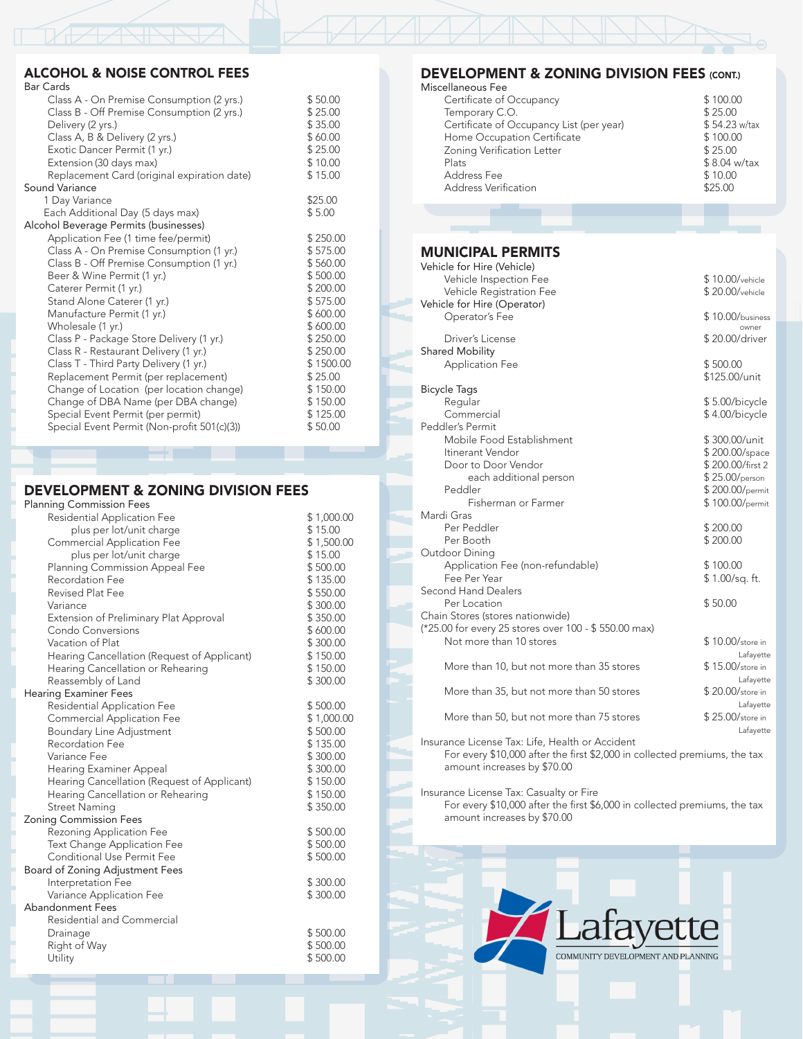## ALCOHOL & NOISE CONTROL FEES

| | |
|---|---|
| **Bar Cards** | |
| Class A - On Premise Consumption (2 yrs.) | $ 50.00 |
| Class B - Off Premise Consumption (2 yrs.) | $ 25.00 |
| Delivery (2 yrs.) | $ 35.00 |
| Class A, B & Delivery (2 yrs.) | $ 60.00 |
| Exotic Dancer Permit (1 yr.) | $ 25.00 |
| Extension (30 days max) | $ 10.00 |
| Replacement Card (original expiration date) | $ 15.00 |
| **Sound Variance** | |
| 1 Day Variance | $25.00 |
| Each Additional Day (5 days max) | $ 5.00 |
| **Alcohol Beverage Permits (businesses)** | |
| Application Fee (1 time fee/permit) | $ 250.00 |
| Class A - On Premise Consumption (1 yr.) | $ 575.00 |
| Class B - Off Premise Consumption (1 yr.) | $ 560.00 |
| Beer & Wine Permit (1 yr.) | $ 500.00 |
| Caterer Permit (1 yr.) | $ 200.00 |
| Stand Alone Caterer (1 yr.) | $ 575.00 |
| Manufacture Permit (1 yr.) | $ 600.00 |
| Wholesale (1 yr.) | $ 600.00 |
| Class P - Package Store Delivery (1 yr.) | $ 250.00 |
| Class R - Restaurant Delivery (1 yr.) | $ 250.00 |
| Class T - Third Party Delivery (1 yr.) | $ 1500.00 |
| Replacement Permit (per replacement) | $ 25.00 |
| Change of Location (per location change) | $ 150.00 |
| Change of DBA Name (per DBA change) | $ 150.00 |
| Special Event Permit (per permit) | $ 125.00 |
| Special Event Permit (Non-profit 501(c)(3)) | $ 50.00 |

## DEVELOPMENT & ZONING DIVISION FEES

| | |
|---|---|
| **Planning Commission Fees** | |
| Residential Application Fee | $ 1,000.00 |
| plus per lot/unit charge | $ 15.00 |
| Commercial Application Fee | $ 1,500.00 |
| plus per lot/unit charge | $ 15.00 |
| Planning Commission Appeal Fee | $ 500.00 |
| Recordation Fee | $ 135.00 |
| Revised Plat Fee | $ 550.00 |
| Variance | $ 300.00 |
| Extension of Preliminary Plat Approval | $ 350.00 |
| Condo Conversions | $ 600.00 |
| Vacation of Plat | $ 300.00 |
| Hearing Cancellation (Request of Applicant) | $ 150.00 |
| Hearing Cancellation or Rehearing | $ 150.00 |
| Reassembly of Land | $ 300.00 |
| **Hearing Examiner Fees** | |
| Residential Application Fee | $ 500.00 |
| Commercial Application Fee | $ 1,000.00 |
| Boundary Line Adjustment | $ 500.00 |
| Recordation Fee | $ 135.00 |
| Variance Fee | $ 300.00 |
| Hearing Examiner Appeal | $ 300.00 |
| Hearing Cancellation (Request of Applicant) | $ 150.00 |
| Hearing Cancellation or Rehearing | $ 150.00 |
| Street Naming | $ 350.00 |
| **Zoning Commission Fees** | |
| Rezoning Application Fee | $ 500.00 |
| Text Change Application Fee | $ 500.00 |
| Conditional Use Permit Fee | $ 500.00 |
| **Board of Zoning Adjustment Fees** | |
| Interpretation Fee | $ 300.00 |
| Variance Application Fee | $ 300.00 |
| **Abandonment Fees** | |
| Residential and Commercial | |
| Drainage | $ 500.00 |
| Right of Way | $ 500.00 |
| Utility | $ 500.00 |

## DEVELOPMENT & ZONING DIVISION FEES (CONT.)

| | |
|---|---|
| **Miscellaneous Fee** | |
| Certificate of Occupancy | $ 100.00 |
| Temporary C.O. | $ 25.00 |
| Certificate of Occupancy List (per year) | $ 54.23 w/tax |
| Home Occupation Certificate | $ 100.00 |
| Zoning Verification Letter | $ 25.00 |
| Plats | $ 8.04 w/tax |
| Address Fee | $ 10.00 |
| Address Verification | $25.00 |

## MUNICIPAL PERMITS

| | |
|---|---|
| **Vehicle for Hire (Vehicle)** | |
| Vehicle Inspection Fee | $ 10.00/vehicle |
| Vehicle Registration Fee | $ 20.00/vehicle |
| **Vehicle for Hire (Operator)** | |
| Operator's Fee | $ 10.00/business owner |
| Driver's License | $ 20.00/driver |
| **Shared Mobility** | |
| Application Fee | $ 500.00<br>$125.00/unit |
| **Bicycle Tags** | |
| Regular | $ 5.00/bicycle |
| Commercial | $ 4.00/bicycle |
| **Peddler's Permit** | |
| Mobile Food Establishment | $ 300.00/unit |
| Itinerant Vendor | $ 200.00/space |
| Door to Door Vendor | $ 200.00/first 2 |
| each additional person | $ 25.00/person |
| Peddler | $ 200.00/permit |
| Fisherman or Farmer | $ 100.00/permit |
| **Mardi Gras** | |
| Per Peddler | $ 200.00 |
| Per Booth | $ 200.00 |
| **Outdoor Dining** | |
| Application Fee (non-refundable) | $ 100.00 |
| Fee Per Year | $ 1.00/sq. ft. |
| **Second Hand Dealers** | |
| Per Location | $ 50.00 |
| **Chain Stores (stores nationwide)**<br>(*25.00 for every 25 stores over 100 - $ 550.00 max) | |
| Not more than 10 stores | $ 10.00/store in Lafayette |
| More than 10, but not more than 35 stores | $ 15.00/store in Lafayette |
| More than 35, but not more than 50 stores | $ 20.00/store in Lafayette |
| More than 50, but not more than 75 stores | $ 25.00/store in Lafayette |

**Insurance License Tax: Life, Health or Accident**
For every $10,000 after the first $2,000 in collected premiums, the tax amount increases by $70.00

**Insurance License Tax: Casualty or Fire**
For every $10,000 after the first $6,000 in collected premiums, the tax amount increases by $70.00

Lafayette
COMMUNITY DEVELOPMENT AND PLANNING